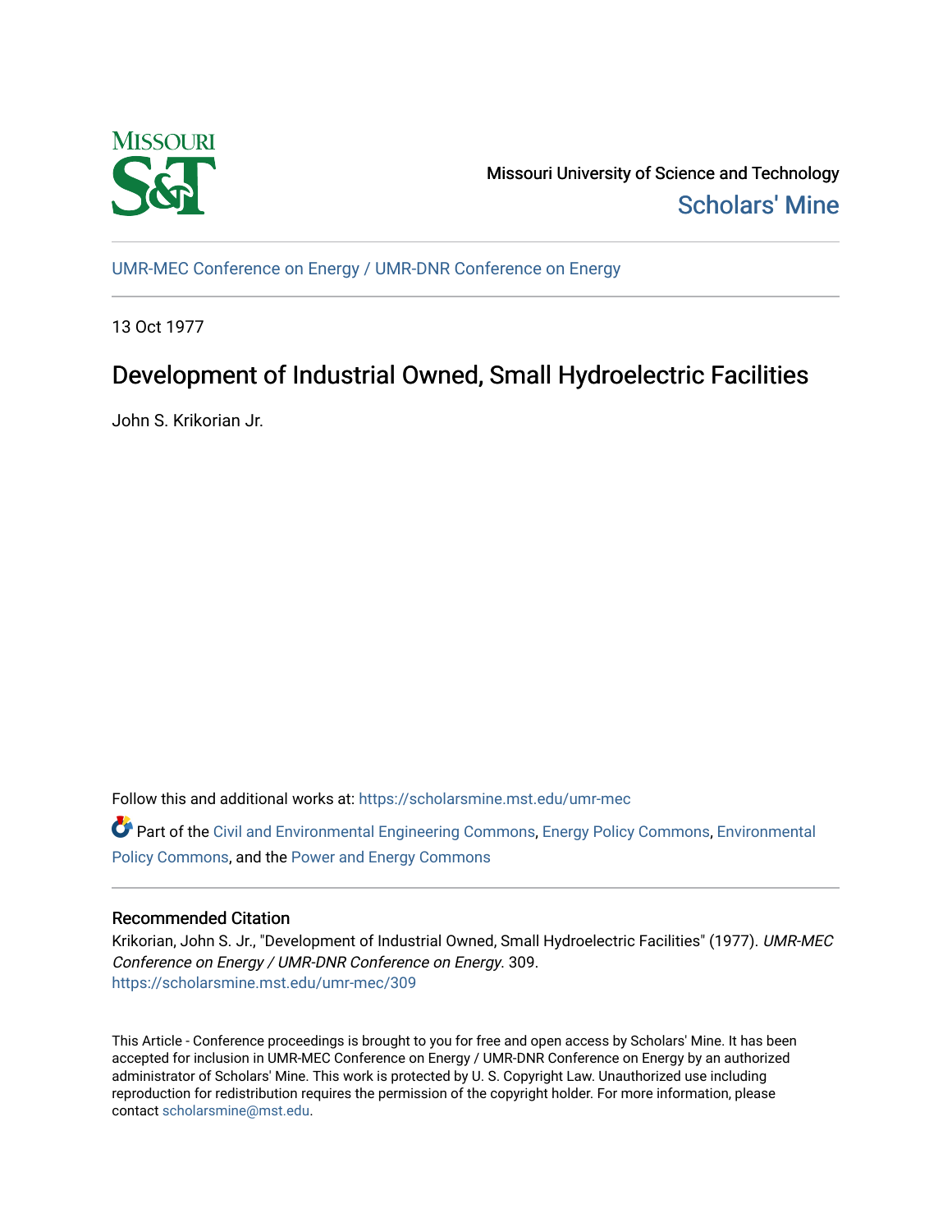Missouri University of Science and Technology

Scholars' Mine

UMR-MEC Conference on Energy / UMR-DNR Conference on Energy

13 Oct 1977

# Development of Industrial Owned, Small Hydroelectric Facilities

John S. Krikorian Jr.

Follow this and additional works at: https://scholarsmine.mst.edu/umr-mec

Part of the Civil and Environmental Engineering Commons, Energy Policy Commons, Environmental Policy Commons, and the Power and Energy Commons

## Recommended Citation

Krikorian, John S. Jr., "Development of Industrial Owned, Small Hydroelectric Facilities" (1977). *UMR-MEC Conference on Energy / UMR-DNR Conference on Energy*. 309.
https://scholarsmine.mst.edu/umr-mec/309

This Article - Conference proceedings is brought to you for free and open access by Scholars' Mine. It has been accepted for inclusion in UMR-MEC Conference on Energy / UMR-DNR Conference on Energy by an authorized administrator of Scholars' Mine. This work is protected by U. S. Copyright Law. Unauthorized use including reproduction for redistribution requires the permission of the copyright holder. For more information, please contact scholarsmine@mst.edu.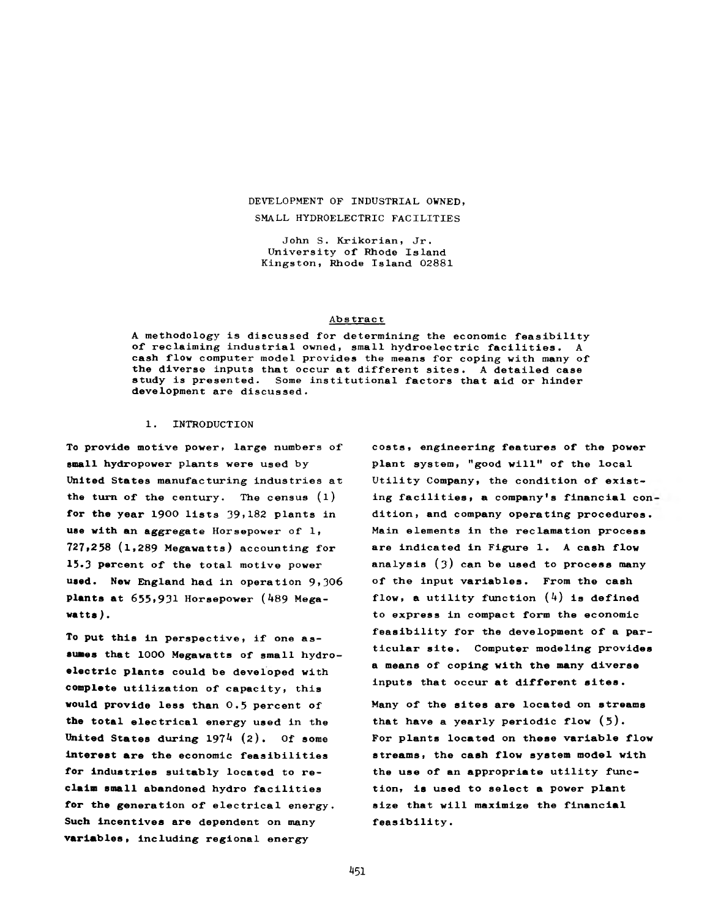# DEVELOPMENT OF INDUSTRIAL OWNED, SMALL HYDROELECTRIC FACILITIES

John S. Krikorian, Jr.
University of Rhode Island
Kingston, Rhode Island 02881

## Abstract

A methodology is discussed for determining the economic feasibility of reclaiming industrial owned, small hydroelectric facilities. A cash flow computer model provides the means for coping with many of the diverse inputs that occur at different sites. A detailed case study is presented. Some institutional factors that aid or hinder development are discussed.

## 1. INTRODUCTION

To provide motive power, large numbers of small hydropower plants were used by United States manufacturing industries at the turn of the century. The census (1) for the year 1900 lists 39,182 plants in use with an aggregate Horsepower of 1, 727,258 (1,289 Megawatts) accounting for 15.3 percent of the total motive power used. New England had in operation 9,306 plants at 655,931 Horsepower (489 Megawatts).

To put this in perspective, if one assumes that 1000 Megawatts of small hydroelectric plants could be developed with complete utilization of capacity, this would provide less than 0.5 percent of the total electrical energy used in the United States during 1974 (2). Of some interest are the economic feasibilities for industries suitably located to reclaim small abandoned hydro facilities for the generation of electrical energy. Such incentives are dependent on many variables, including regional energy costs, engineering features of the power plant system, "good will" of the local Utility Company, the condition of existing facilities, a company's financial condition, and company operating procedures. Main elements in the reclamation process are indicated in Figure 1. A cash flow analysis (3) can be used to process many of the input variables. From the cash flow, a utility function (4) is defined to express in compact form the economic feasibility for the development of a particular site. Computer modeling provides a means of coping with the many diverse inputs that occur at different sites.

Many of the sites are located on streams that have a yearly periodic flow (5). For plants located on these variable flow streams, the cash flow system model with the use of an appropriate utility function, is used to select a power plant size that will maximize the financial feasibility.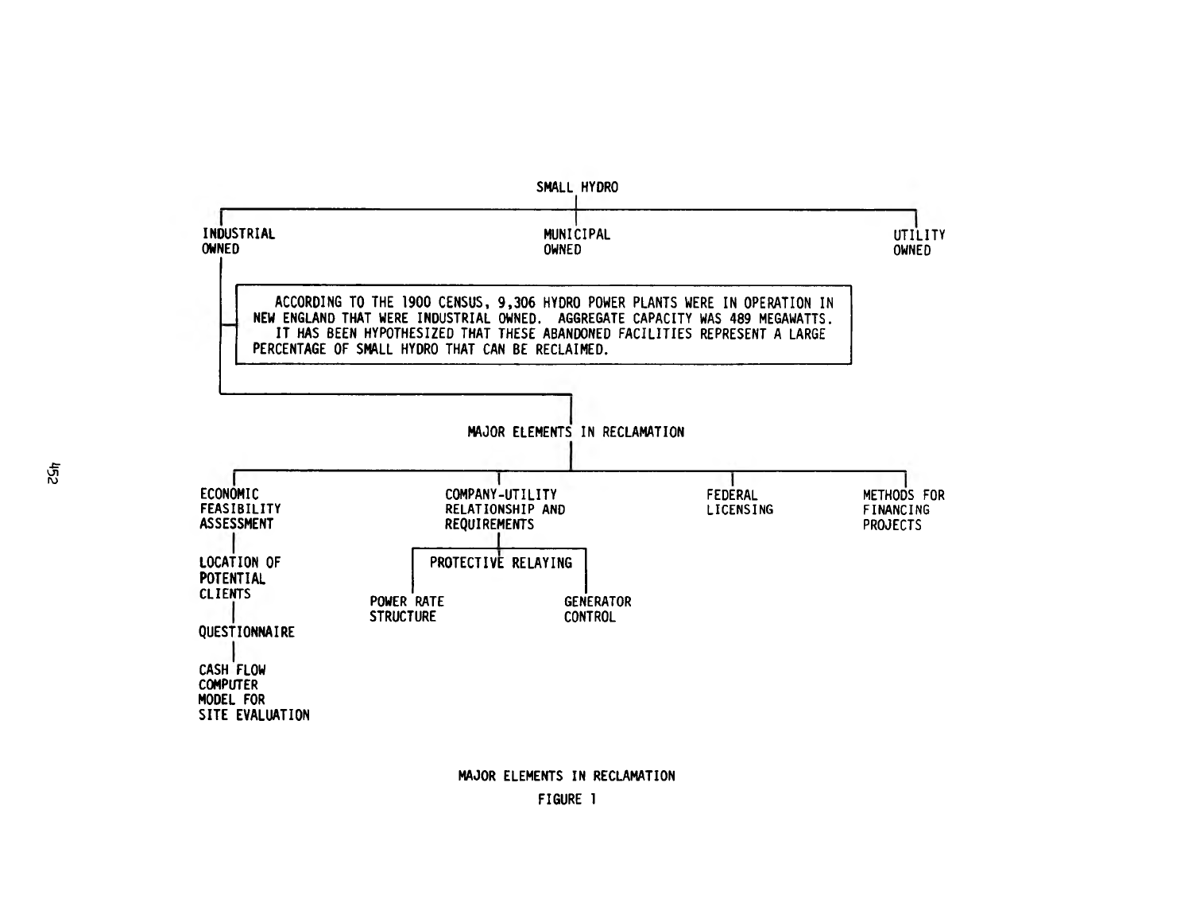SMALL HYDRO

- INDUSTRIAL OWNED
- MUNICIPAL OWNED
- UTILITY OWNED

ACCORDING TO THE 1900 CENSUS, 9,306 HYDRO POWER PLANTS WERE IN OPERATION IN NEW ENGLAND THAT WERE INDUSTRIAL OWNED. AGGREGATE CAPACITY WAS 489 MEGAWATTS. IT HAS BEEN HYPOTHESIZED THAT THESE ABANDONED FACILITIES REPRESENT A LARGE PERCENTAGE OF SMALL HYDRO THAT CAN BE RECLAIMED.

MAJOR ELEMENTS IN RECLAMATION

- ECONOMIC FEASIBILITY ASSESSMENT
  - LOCATION OF POTENTIAL CLIENTS
  - QUESTIONNAIRE
  - CASH FLOW COMPUTER MODEL FOR SITE EVALUATION
- COMPANY-UTILITY RELATIONSHIP AND REQUIREMENTS
  - PROTECTIVE RELAYING
    - POWER RATE STRUCTURE
    - GENERATOR CONTROL
- FEDERAL LICENSING
- METHODS FOR FINANCING PROJECTS

MAJOR ELEMENTS IN RECLAMATION

FIGURE 1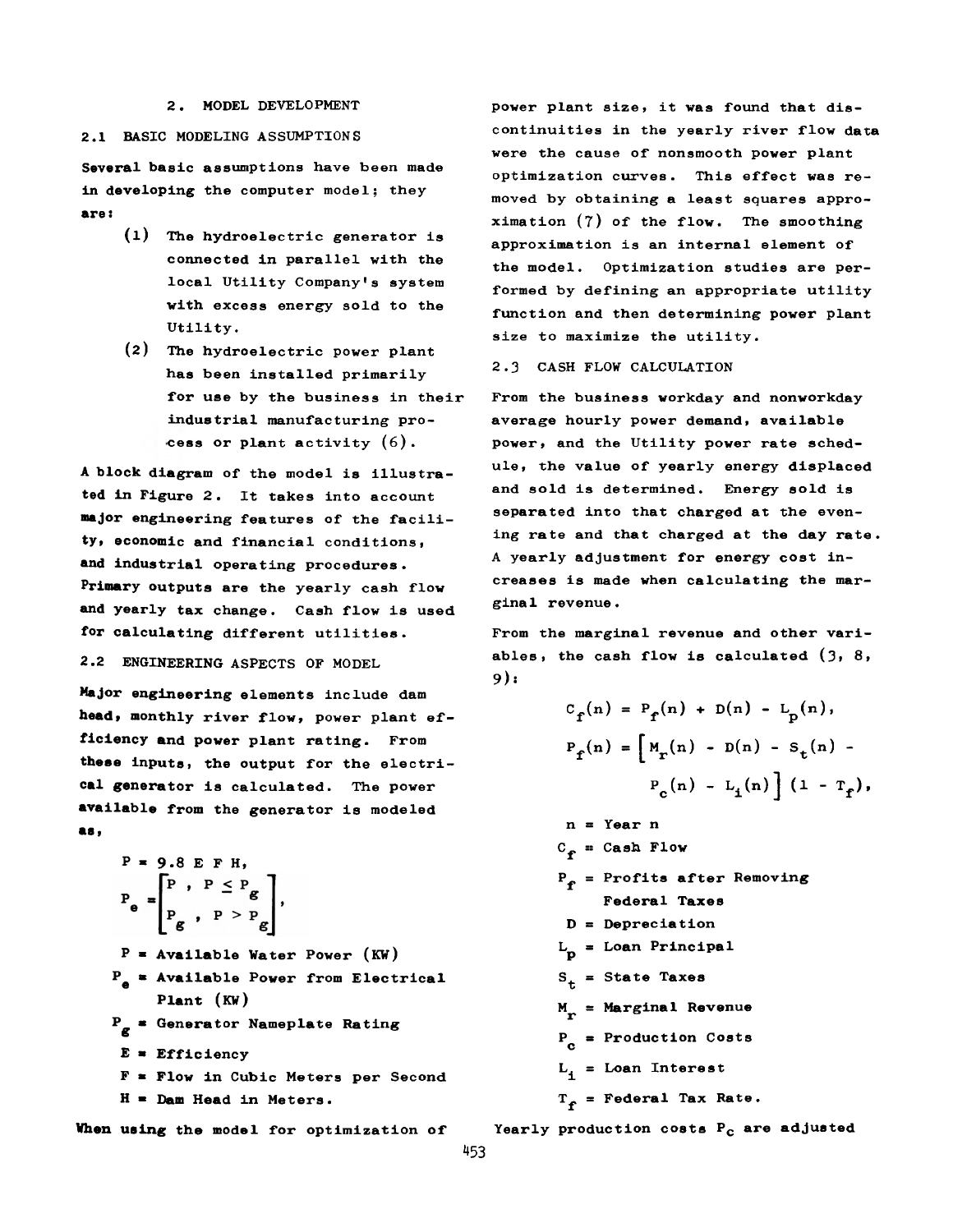## 2. MODEL DEVELOPMENT

### 2.1 BASIC MODELING ASSUMPTIONS

Several basic assumptions have been made in developing the computer model; they are:

(1) The hydroelectric generator is connected in parallel with the local Utility Company's system with excess energy sold to the Utility.

(2) The hydroelectric power plant has been installed primarily for use by the business in their industrial manufacturing process or plant activity (6).

A block diagram of the model is illustrated in Figure 2. It takes into account major engineering features of the facility, economic and financial conditions, and industrial operating procedures. Primary outputs are the yearly cash flow and yearly tax change. Cash flow is used for calculating different utilities.

### 2.2 ENGINEERING ASPECTS OF MODEL

Major engineering elements include dam head, monthly river flow, power plant efficiency and power plant rating. From these inputs, the output for the electrical generator is calculated. The power available from the generator is modeled as,

$$P = 9.8\ E\ F\ H,$$

$$P_e = \begin{bmatrix} P\ ,\ P \leq P_g \\ P_g\ ,\ P > P_g \end{bmatrix},$$

$P$ = Available Water Power (KW)

$P_e$ = Available Power from Electrical Plant (KW)

$P_g$ = Generator Nameplate Rating

$E$ = Efficiency

$F$ = Flow in Cubic Meters per Second

$H$ = Dam Head in Meters.

When using the model for optimization of power plant size, it was found that discontinuities in the yearly river flow data were the cause of nonsmooth power plant optimization curves. This effect was removed by obtaining a least squares approximation (7) of the flow. The smoothing approximation is an internal element of the model. Optimization studies are performed by defining an appropriate utility function and then determining power plant size to maximize the utility.

### 2.3 CASH FLOW CALCULATION

From the business workday and nonworkday average hourly power demand, available power, and the Utility power rate schedule, the value of yearly energy displaced and sold is determined. Energy sold is separated into that charged at the evening rate and that charged at the day rate. A yearly adjustment for energy cost increases is made when calculating the marginal revenue.

From the marginal revenue and other variables, the cash flow is calculated (3, 8, 9):

$$C_f(n) = P_f(n) + D(n) - L_p(n),$$

$$P_f(n) = \Big[M_r(n) - D(n) - S_t(n) - P_c(n) - L_i(n)\Big]\,(1 - T_f),$$

$n$ = Year n

$C_f$ = Cash Flow

$P_f$ = Profits after Removing Federal Taxes

$D$ = Depreciation

$L_p$ = Loan Principal

$S_t$ = State Taxes

$M_r$ = Marginal Revenue

$P_c$ = Production Costs

$L_i$ = Loan Interest

$T_f$ = Federal Tax Rate.

Yearly production costs $P_c$ are adjusted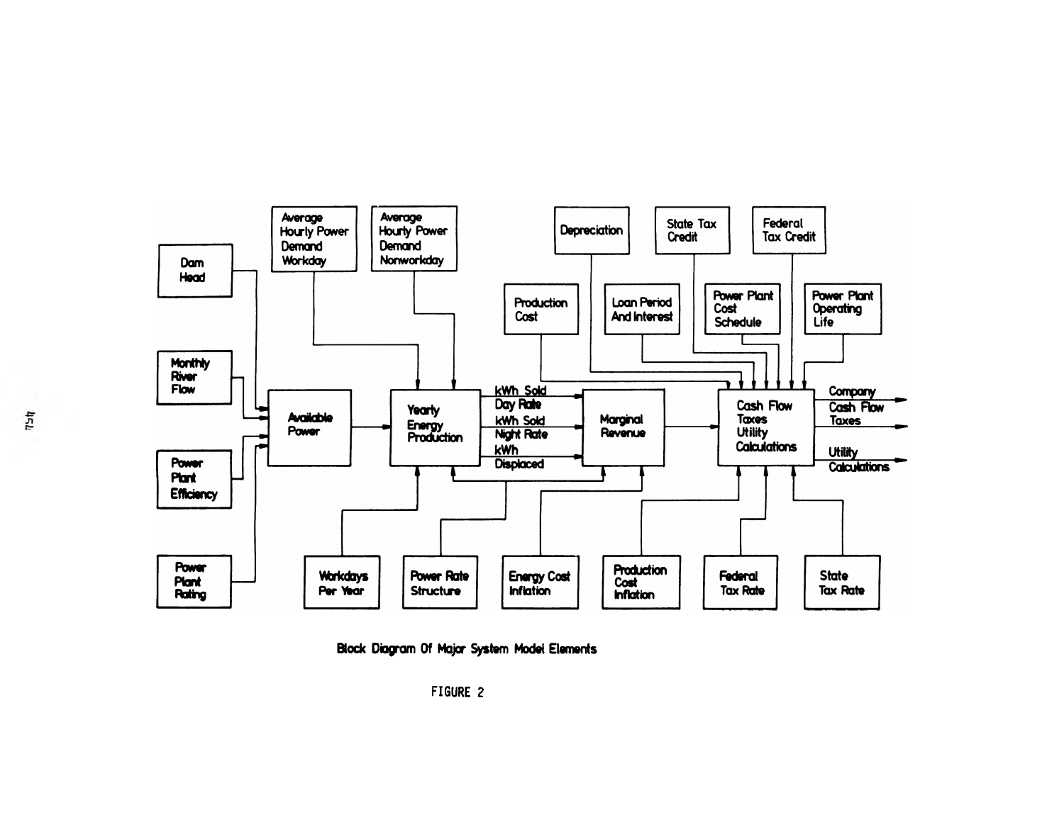Dam Head

Monthly River Flow

Power Plant Efficiency

Power Plant Rating

Available Power

Average Hourly Power Demand Workday

Average Hourly Power Demand Nonworkday

Yearly Energy Production

kWh Sold Day Rate

kWh Sold Night Rate

kWh Displaced

Workdays Per Year

Power Rate Structure

Energy Cost Inflation

Marginal Revenue

Production Cost

Depreciation

Loan Period And Interest

State Tax Credit

Federal Tax Credit

Power Plant Cost Schedule

Power Plant Operating Life

Cash Flow Taxes Utility Calculations

Production Cost Inflation

Federal Tax Rate

State Tax Rate

Company Cash Flow Taxes

Utility Calculations

Block Diagram Of Major System Model Elements

FIGURE 2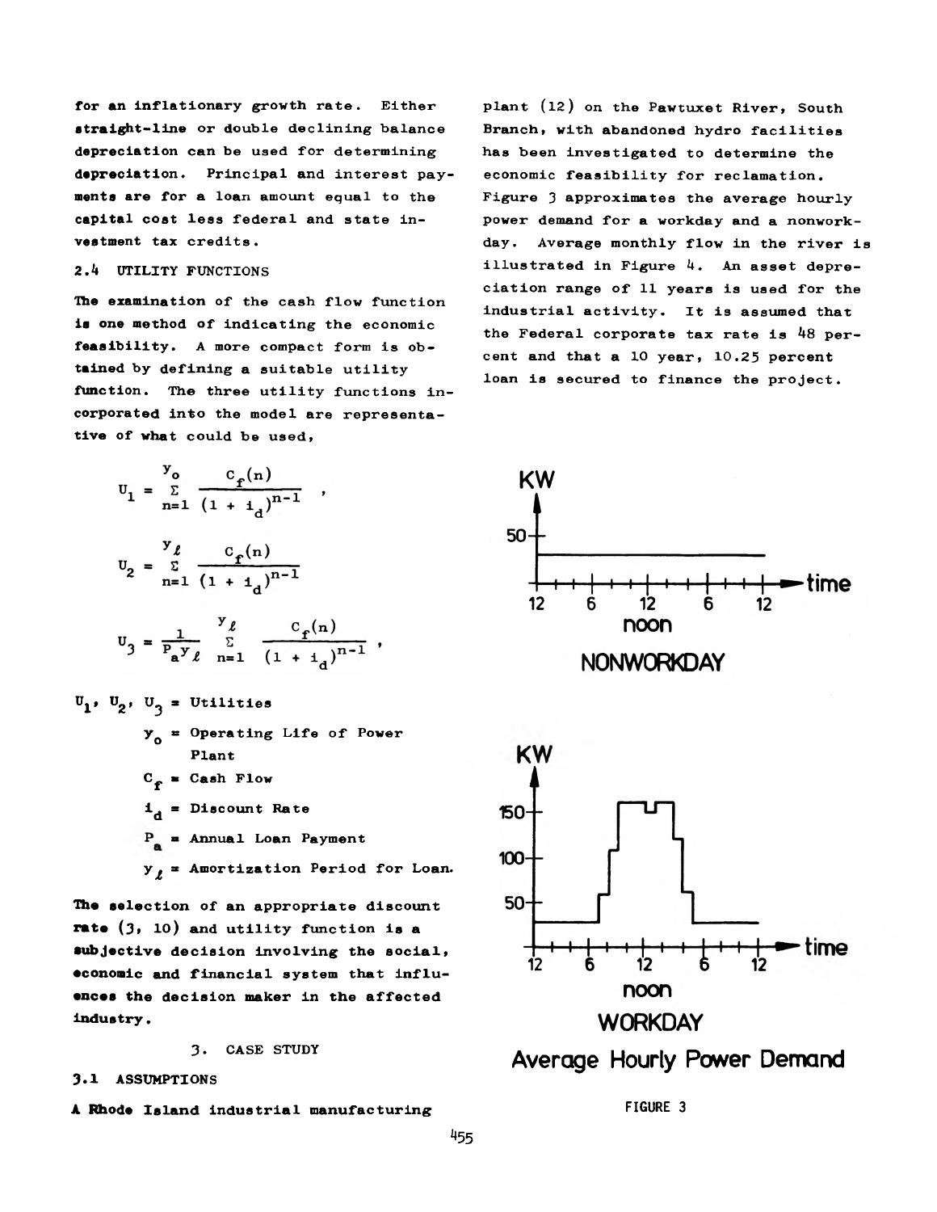for an inflationary growth rate. Either straight-line or double declining balance depreciation can be used for determining depreciation. Principal and interest payments are for a loan amount equal to the capital cost less federal and state investment tax credits.

### 2.4 UTILITY FUNCTIONS

The examination of the cash flow function is one method of indicating the economic feasibility. A more compact form is obtained by defining a suitable utility function. The three utility functions incorporated into the model are representative of what could be used,

$$U_1 = \sum_{n=1}^{y_o} \frac{c_f(n)}{(1 + i_d)^{n-1}} ,$$

$$U_2 = \sum_{n=1}^{y_\ell} \frac{c_f(n)}{(1 + i_d)^{n-1}}$$

$$U_3 = \frac{1}{P_a y_\ell} \sum_{n=1}^{y_\ell} \frac{c_f(n)}{(1 + i_d)^{n-1}} ,$$

$U_1$, $U_2$, $U_3$ = Utilities

$y_o$ = Operating Life of Power Plant

$C_f$ = Cash Flow

$i_d$ = Discount Rate

$P_a$ = Annual Loan Payment

$y_\ell$ = Amortization Period for Loan.

The selection of an appropriate discount rate (3, 10) and utility function is a subjective decision involving the social, economic and financial system that influences the decision maker in the affected industry.

## 3. CASE STUDY

### 3.1 ASSUMPTIONS

A Rhode Island industrial manufacturing plant (12) on the Pawtuxet River, South Branch, with abandoned hydro facilities has been investigated to determine the economic feasibility for reclamation. Figure 3 approximates the average hourly power demand for a workday and a nonworkday. Average monthly flow in the river is illustrated in Figure 4. An asset depreciation range of 11 years is used for the industrial activity. It is assumed that the Federal corporate tax rate is 48 percent and that a 10 year, 10.25 percent loan is secured to finance the project.

KW 50 — time 12 6 12 noon 6 12 — NONWORKDAY

KW 150 100 50 — time 12 6 12 noon 6 12 — WORKDAY

Average Hourly Power Demand

FIGURE 3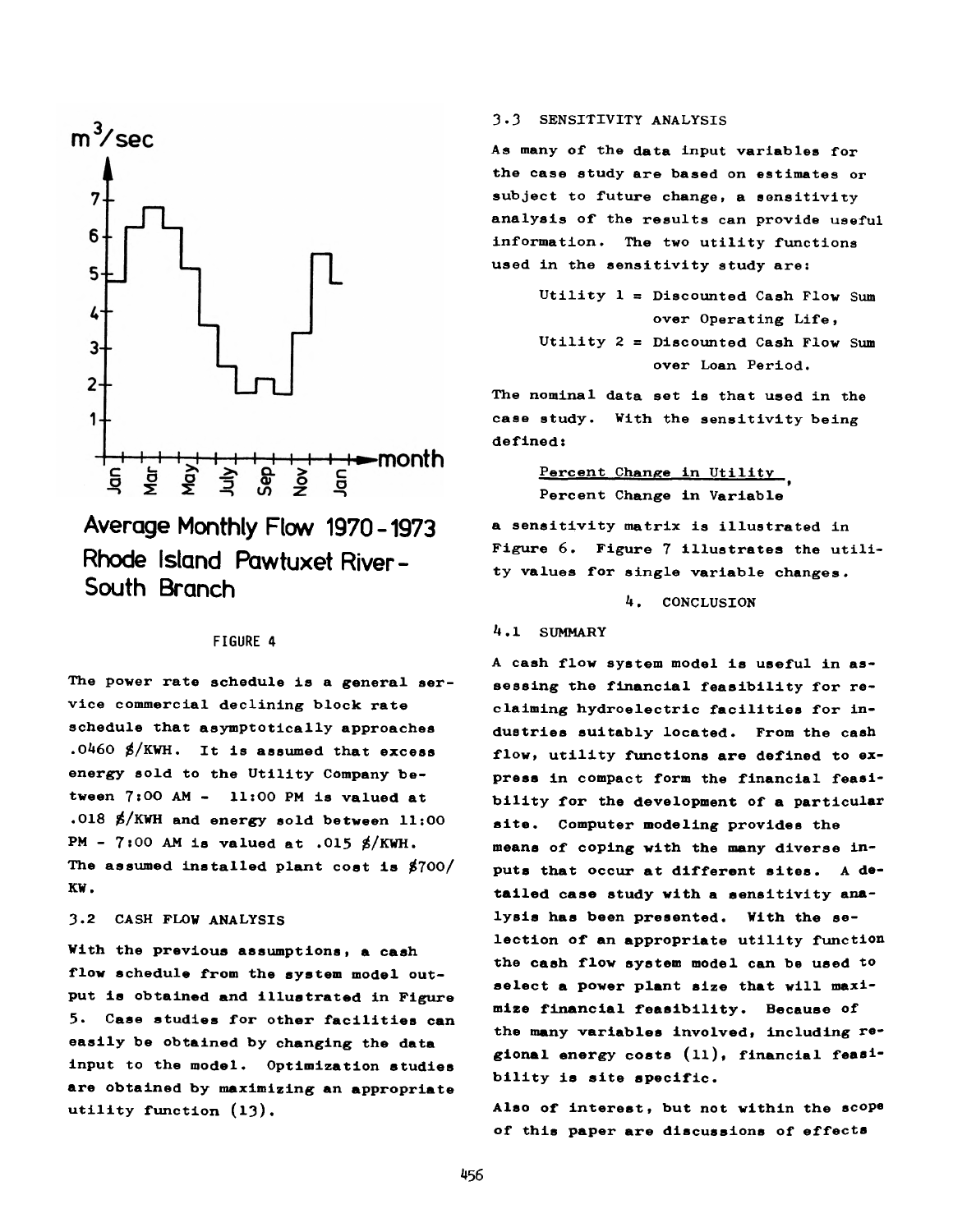Average Monthly Flow 1970 - 1973 Rhode Island Pawtuxet River - South Branch

FIGURE 4

The power rate schedule is a general service commercial declining block rate schedule that asymptotically approaches .0460 $/KWH. It is assumed that excess energy sold to the Utility Company between 7:00 AM - 11:00 PM is valued at .018 $/KWH and energy sold between 11:00 PM - 7:00 AM is valued at .015 $/KWH. The assumed installed plant cost is $700/KW.

### 3.2 CASH FLOW ANALYSIS

With the previous assumptions, a cash flow schedule from the system model output is obtained and illustrated in Figure 5. Case studies for other facilities can easily be obtained by changing the data input to the model. Optimization studies are obtained by maximizing an appropriate utility function (13).

### 3.3 SENSITIVITY ANALYSIS

As many of the data input variables for the case study are based on estimates or subject to future change, a sensitivity analysis of the results can provide useful information. The two utility functions used in the sensitivity study are:

Utility 1 = Discounted Cash Flow Sum over Operating Life,

Utility 2 = Discounted Cash Flow Sum over Loan Period.

The nominal data set is that used in the case study. With the sensitivity being defined:

$$\frac{\text{Percent Change in Utility}}{\text{Percent Change in Variable}},$$

a sensitivity matrix is illustrated in Figure 6. Figure 7 illustrates the utility values for single variable changes.

## 4. CONCLUSION

### 4.1 SUMMARY

A cash flow system model is useful in assessing the financial feasibility for reclaiming hydroelectric facilities for industries suitably located. From the cash flow, utility functions are defined to express in compact form the financial feasibility for the development of a particular site. Computer modeling provides the means of coping with the many diverse inputs that occur at different sites. A detailed case study with a sensitivity analysis has been presented. With the selection of an appropriate utility function the cash flow system model can be used to select a power plant size that will maximize financial feasibility. Because of the many variables involved, including regional energy costs (11), financial feasibility is site specific.

Also of interest, but not within the scope of this paper are discussions of effects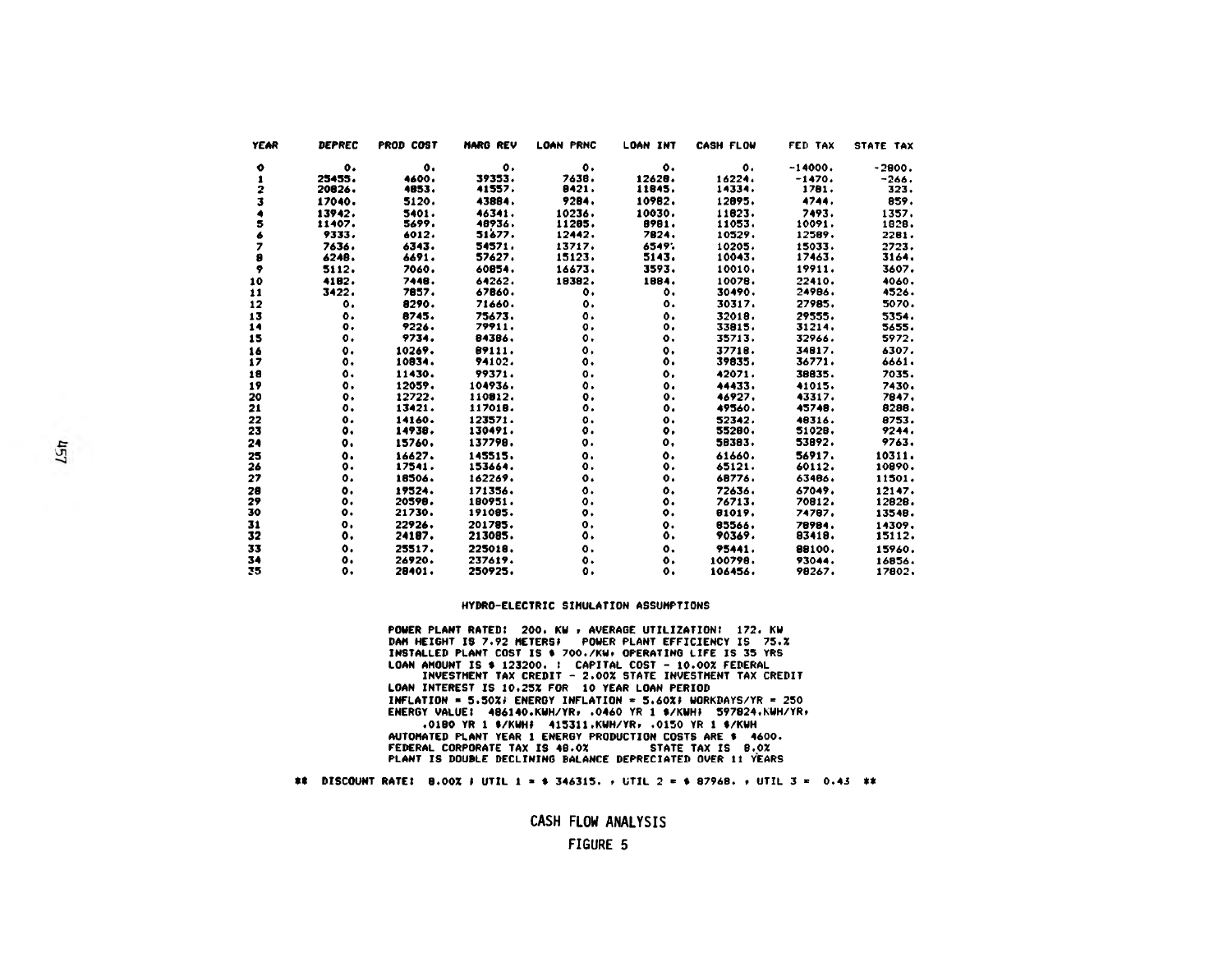| YEAR | DEPREC | PROD COST | MARG REV | LOAN PRNC | LOAN INT | CASH FLOW | FED TAX | STATE TAX |
|---|---|---|---|---|---|---|---|---|
| 0 | 0. | 0. | 0. | 0. | 0. | 0. | -14000. | -2800. |
| 1 | 25455. | 4600. | 39353. | 7638. | 12628. | 16224. | -1470. | -266. |
| 2 | 20826. | 4853. | 41557. | 8421. | 11845. | 14334. | 1781. | 323. |
| 3 | 17040. | 5120. | 43884. | 9284. | 10982. | 12895. | 4744. | 859. |
| 4 | 13942. | 5401. | 46341. | 10236. | 10030. | 11823. | 7493. | 1357. |
| 5 | 11407. | 5699. | 48936. | 11285. | 8981. | 11053. | 10091. | 1828. |
| 6 | 9333. | 6012. | 51677. | 12442. | 7824. | 10529. | 12589. | 2281. |
| 7 | 7636. | 6343. | 54571. | 13717. | 6549. | 10205. | 15033. | 2723. |
| 8 | 6248. | 6691. | 57627. | 15123. | 5143. | 10043. | 17463. | 3164. |
| 9 | 5112. | 7060. | 60854. | 16673. | 3593. | 10010. | 19911. | 3607. |
| 10 | 4182. | 7448. | 64262. | 18382. | 1884. | 10078. | 22410. | 4060. |
| 11 | 3422. | 7857. | 67860. | 0. | 0. | 30490. | 24986. | 4526. |
| 12 | 0. | 8290. | 71660. | 0. | 0. | 30317. | 27985. | 5070. |
| 13 | 0. | 8745. | 75673. | 0. | 0. | 32018. | 29555. | 5354. |
| 14 | 0. | 9226. | 79911. | 0. | 0. | 33815. | 31214. | 5655. |
| 15 | 0. | 9734. | 84386. | 0. | 0. | 35713. | 32966. | 5972. |
| 16 | 0. | 10269. | 89111. | 0. | 0. | 37718. | 34817. | 6307. |
| 17 | 0. | 10834. | 94102. | 0. | 0. | 39835. | 36771. | 6661. |
| 18 | 0. | 11430. | 99371. | 0. | 0. | 42071. | 38835. | 7035. |
| 19 | 0. | 12059. | 104936. | 0. | 0. | 44433. | 41015. | 7430. |
| 20 | 0. | 12722. | 110812. | 0. | 0. | 46927. | 43317. | 7847. |
| 21 | 0. | 13421. | 117018. | 0. | 0. | 49560. | 45748. | 8288. |
| 22 | 0. | 14160. | 123571. | 0. | 0. | 52342. | 48316. | 8753. |
| 23 | 0. | 14938. | 130491. | 0. | 0. | 55280. | 51028. | 9244. |
| 24 | 0. | 15760. | 137798. | 0. | 0. | 58383. | 53892. | 9763. |
| 25 | 0. | 16627. | 145515. | 0. | 0. | 61660. | 56917. | 10311. |
| 26 | 0. | 17541. | 153664. | 0. | 0. | 65121. | 60112. | 10890. |
| 27 | 0. | 18506. | 162269. | 0. | 0. | 68776. | 63486. | 11501. |
| 28 | 0. | 19524. | 171356. | 0. | 0. | 72636. | 67049. | 12147. |
| 29 | 0. | 20598. | 180951. | 0. | 0. | 76713. | 70812. | 12828. |
| 30 | 0. | 21730. | 191085. | 0. | 0. | 81019. | 74787. | 13548. |
| 31 | 0. | 22926. | 201785. | 0. | 0. | 85566. | 78984. | 14309. |
| 32 | 0. | 24187. | 213085. | 0. | 0. | 90369. | 83418. | 15112. |
| 33 | 0. | 25517. | 225018. | 0. | 0. | 95441. | 88100. | 15960. |
| 34 | 0. | 26920. | 237619. | 0. | 0. | 100798. | 93044. | 16856. |
| 35 | 0. | 28401. | 250925. | 0. | 0. | 106456. | 98267. | 17802. |

**HYDRO-ELECTRIC SIMULATION ASSUMPTIONS**

POWER PLANT RATED: 200. KW , AVERAGE UTILIZATION: 172. KW
DAM HEIGHT IS 7.92 METERS; POWER PLANT EFFICIENCY IS 75.%
INSTALLED PLANT COST IS $ 700./KW, OPERATING LIFE IS 35 YRS
LOAN AMOUNT IS $ 123200. : CAPITAL COST - 10.00% FEDERAL
INVESTMENT TAX CREDIT - 2.00% STATE INVESTMENT TAX CREDIT
LOAN INTEREST IS 10.25% FOR 10 YEAR LOAN PERIOD
INFLATION = 5.50%; ENERGY INFLATION = 5.60%; WORKDAYS/YR = 250
ENERGY VALUE: 486140.KWH/YR, .0460 YR 1 $/KWH; 597824.KWH/YR, .0180 YR 1 $/KWH; 415311.KWH/YR, .0150 YR 1 $/KWH
AUTOMATED PLANT YEAR 1 ENERGY PRODUCTION COSTS ARE $ 4600.
FEDERAL CORPORATE TAX IS 48.0% STATE TAX IS 8.0%
PLANT IS DOUBLE DECLINING BALANCE DEPRECIATED OVER 11 YEARS

** DISCOUNT RATE: 8.00% ; UTIL 1 = $ 346315. , UTIL 2 = $ 87968. , UTIL 3 = 0.43 **

CASH FLOW ANALYSIS

FIGURE 5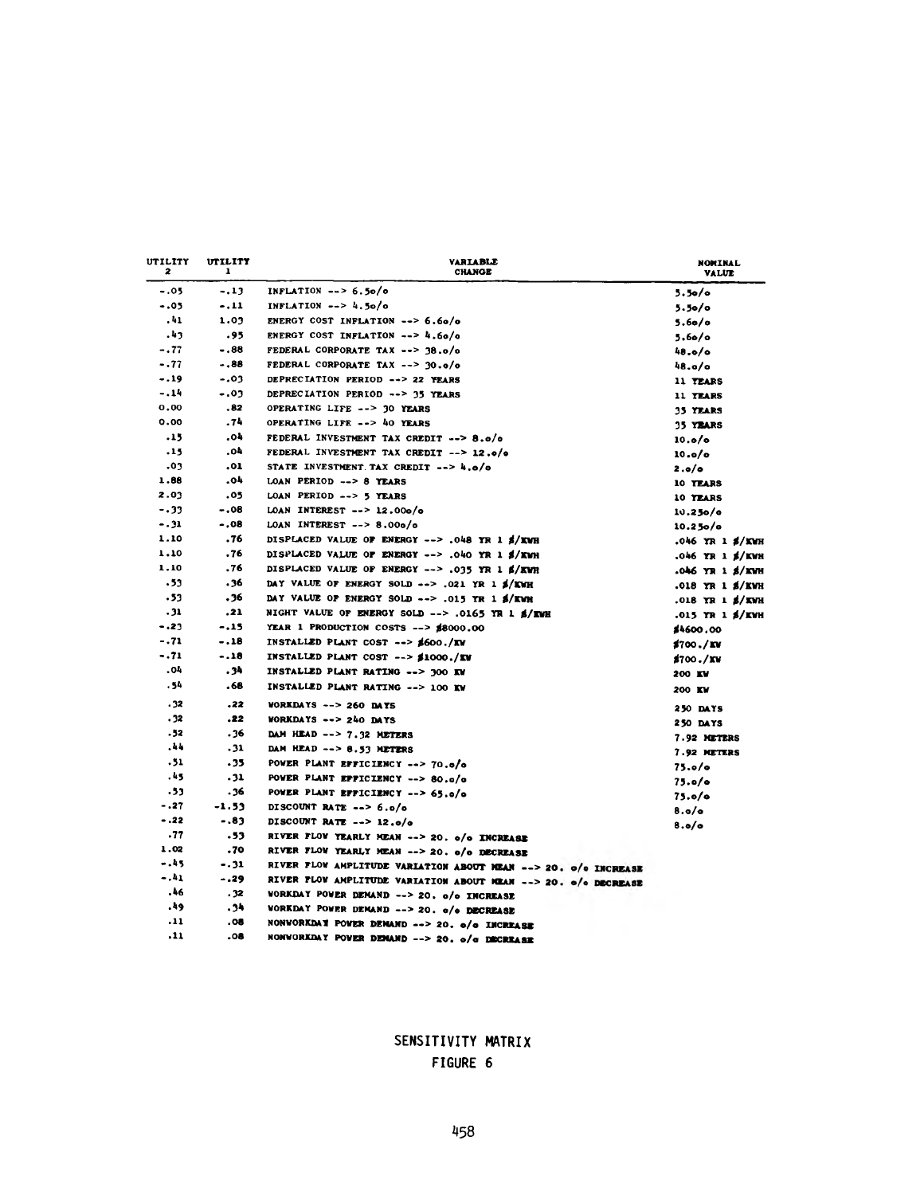| UTILITY 2 | UTILITY 1 | VARIABLE CHANGE | NOMINAL VALUE |
|---|---|---|---|
| -.05 | -.13 | INFLATION --> 6.5o/o | 5.5o/o |
| -.05 | -.11 | INFLATION --> 4.5o/o | 5.5o/o |
| .41 | 1.03 | ENERGY COST INFLATION --> 6.6o/o | 5.6o/o |
| .43 | .95 | ENERGY COST INFLATION --> 4.6o/o | 5.6o/o |
| -.77 | -.88 | FEDERAL CORPORATE TAX --> 38.o/o | 48.o/o |
| -.77 | -.88 | FEDERAL CORPORATE TAX --> 30.o/o | 48.o/o |
| -.19 | -.03 | DEPRECIATION PERIOD --> 22 YEARS | 11 YEARS |
| -.14 | -.03 | DEPRECIATION PERIOD --> 35 YEARS | 11 YEARS |
| 0.00 | .82 | OPERATING LIFE --> 30 YEARS | 35 YEARS |
| 0.00 | .74 | OPERATING LIFE --> 40 YEARS | 35 YEARS |
| .15 | .04 | FEDERAL INVESTMENT TAX CREDIT --> 8.o/o | 10.o/o |
| .15 | .04 | FEDERAL INVESTMENT TAX CREDIT --> 12.o/o | 10.o/o |
| .03 | .01 | STATE INVESTMENT TAX CREDIT --> 4.o/o | 2.o/o |
| 1.88 | .04 | LOAN PERIOD --> 8 YEARS | 10 YEARS |
| 2.03 | .05 | LOAN PERIOD --> 5 YEARS | 10 YEARS |
| -.33 | -.08 | LOAN INTEREST --> 12.00o/o | 10.25o/o |
| -.31 | -.08 | LOAN INTEREST --> 8.00o/o | 10.25o/o |
| 1.10 | .76 | DISPLACED VALUE OF ENERGY --> .048 YR 1 $/KWH | .046 YR 1 $/KWH |
| 1.10 | .76 | DISPLACED VALUE OF ENERGY --> .040 YR 1 $/KWH | .046 YR 1 $/KWH |
| 1.10 | .76 | DISPLACED VALUE OF ENERGY --> .035 YR 1 $/KWH | .046 YR 1 $/KWH |
| .53 | .36 | DAY VALUE OF ENERGY SOLD --> .021 YR 1 $/KWH | .018 YR 1 $/KWH |
| .53 | .36 | DAY VALUE OF ENERGY SOLD --> .015 YR 1 $/KWH | .018 YR 1 $/KWH |
| .31 | .21 | NIGHT VALUE OF ENERGY SOLD --> .0165 YR 1 $/KWH | .015 YR 1 $/KWH |
| -.23 | -.15 | YEAR 1 PRODUCTION COSTS --> $8000.00 | $4600.00 |
| -.71 | -.18 | INSTALLED PLANT COST --> $600./KW | $700./KW |
| -.71 | -.18 | INSTALLED PLANT COST --> $1000./KW | $700./KW |
| .04 | .34 | INSTALLED PLANT RATING --> 300 KW | 200 KW |
| .54 | .68 | INSTALLED PLANT RATING --> 100 KW | 200 KW |
| .32 | .22 | WORKDAYS --> 260 DAYS | 250 DAYS |
| .32 | .22 | WORKDAYS --> 240 DAYS | 250 DAYS |
| .52 | .36 | DAM HEAD --> 7.32 METERS | 7.92 METERS |
| .44 | .31 | DAM HEAD --> 8.53 METERS | 7.92 METERS |
| .51 | .35 | POWER PLANT EFFICIENCY --> 70.o/o | 75.o/o |
| .45 | .31 | POWER PLANT EFFICIENCY --> 80.o/o | 75.o/o |
| .53 | .36 | POWER PLANT EFFICIENCY --> 65.o/o | 75.o/o |
| -.27 | -1.53 | DISCOUNT RATE --> 6.o/o | 8.o/o |
| -.22 | -.83 | DISCOUNT RATE --> 12.o/o | 8.o/o |
| .77 | .53 | RIVER FLOW YEARLY MEAN --> 20. o/o INCREASE | |
| 1.02 | .70 | RIVER FLOW YEARLY MEAN --> 20. o/o DECREASE | |
| -.45 | -.31 | RIVER FLOW AMPLITUDE VARIATION ABOUT MEAN --> 20. o/o INCREASE | |
| -.41 | -.29 | RIVER FLOW AMPLITUDE VARIATION ABOUT MEAN --> 20. o/o DECREASE | |
| .46 | .32 | WORKDAY POWER DEMAND --> 20. o/o INCREASE | |
| .49 | .34 | WORKDAY POWER DEMAND --> 20. o/o DECREASE | |
| .11 | .08 | NONWORKDAY POWER DEMAND --> 20. o/o INCREASE | |
| .11 | .08 | NONWORKDAY POWER DEMAND --> 20. o/o DECREASE | |

SENSITIVITY MATRIX

FIGURE 6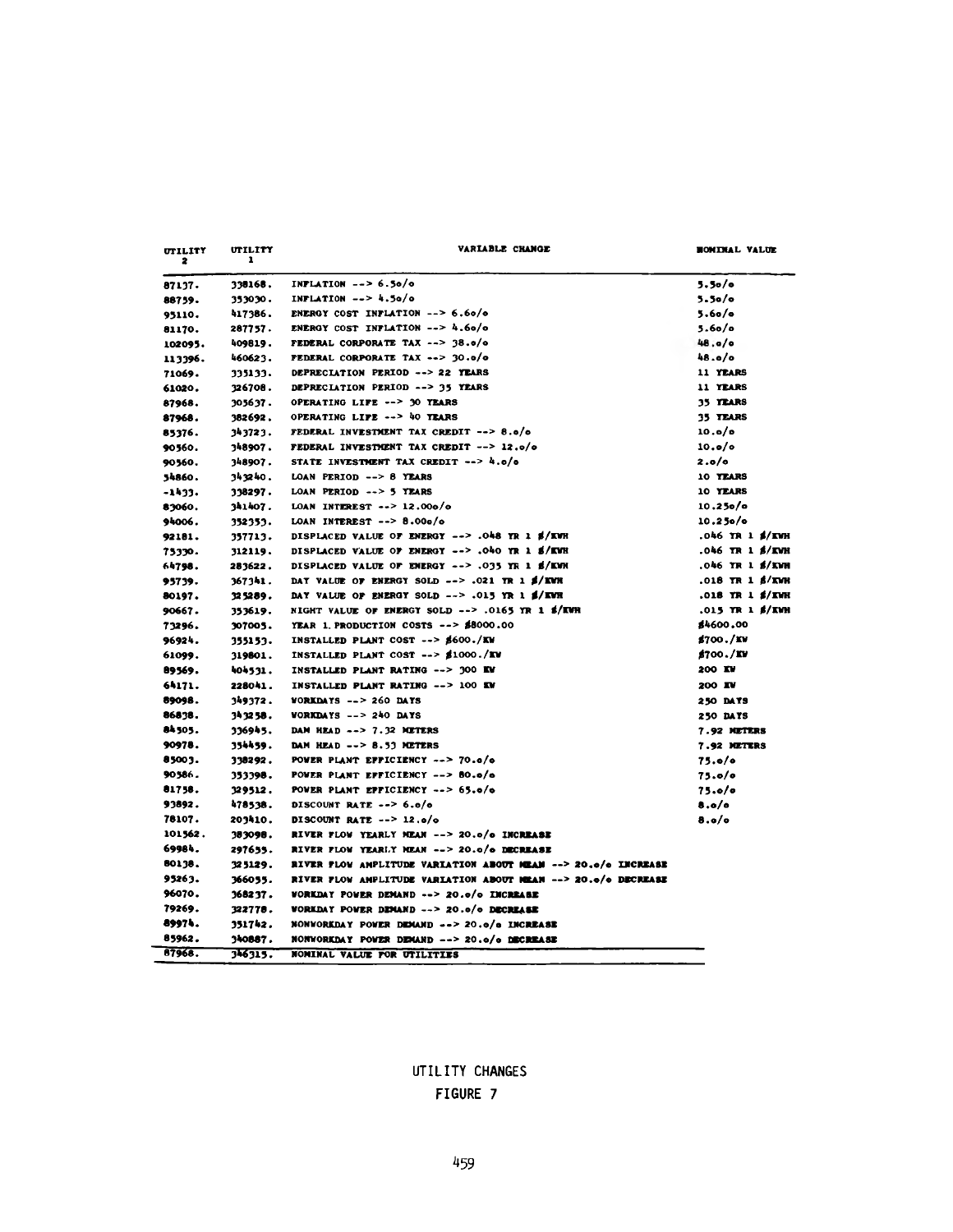| UTILITY 2 | UTILITY 1 | VARIABLE CHANGE | NOMINAL VALUE |
|---|---|---|---|
| 87137. | 338168. | INFLATION --> 6.5o/o | 5.5o/o |
| 88759. | 353030. | INFLATION --> 4.5o/o | 5.5o/o |
| 95110. | 417386. | ENERGY COST INFLATION --> 6.6o/o | 5.6o/o |
| 81170. | 287757. | ENERGY COST INFLATION --> 4.6o/o | 5.6o/o |
| 102095. | 409819. | FEDERAL CORPORATE TAX --> 38.o/o | 48.o/o |
| 113396. | 460623. | FEDERAL CORPORATE TAX --> 30.o/o | 48.o/o |
| 71069. | 335133. | DEPRECIATION PERIOD --> 22 YEARS | 11 YEARS |
| 61020. | 326708. | DEPRECIATION PERIOD --> 35 YEARS | 11 YEARS |
| 87968. | 305637. | OPERATING LIFE --> 30 YEARS | 35 YEARS |
| 87968. | 382692. | OPERATING LIFE --> 40 YEARS | 35 YEARS |
| 85376. | 343723. | FEDERAL INVESTMENT TAX CREDIT --> 8.o/o | 10.o/o |
| 90560. | 348907. | FEDERAL INVESTMENT TAX CREDIT --> 12.o/o | 10.o/o |
| 90560. | 348907. | STATE INVESTMENT TAX CREDIT --> 4.o/o | 2.o/o |
| 54860. | 343240. | LOAN PERIOD --> 8 YEARS | 10 YEARS |
| -1433. | 338297. | LOAN PERIOD --> 5 YEARS | 10 YEARS |
| 83060. | 341407. | LOAN INTEREST --> 12.00o/o | 10.25o/o |
| 94006. | 352353. | LOAN INTEREST --> 8.00o/o | 10.25o/o |
| 92181. | 357713. | DISPLACED VALUE OF ENERGY --> .048 YR 1 $/KWH | .046 YR 1 $/KWH |
| 75330. | 312119. | DISPLACED VALUE OF ENERGY --> .040 YR 1 $/KWH | .046 YR 1 $/KWH |
| 64798. | 283622. | DISPLACED VALUE OF ENERGY --> .035 YR 1 $/KWH | .046 YR 1 $/KWH |
| 95739. | 367341. | DAY VALUE OF ENERGY SOLD --> .021 YR 1 $/KWH | .018 YR 1 $/KWH |
| 80197. | 325289. | DAY VALUE OF ENERGY SOLD --> .015 YR 1 $/KWH | .018 YR 1 $/KWH |
| 90667. | 353619. | NIGHT VALUE OF ENERGY SOLD --> .0165 YR 1 $/KWH | .015 YR 1 $/KWH |
| 73296. | 307005. | YEAR 1 PRODUCTION COSTS --> $8000.00 | $4600.00 |
| 96924. | 355153. | INSTALLED PLANT COST --> $600./KW | $700./KW |
| 61099. | 319801. | INSTALLED PLANT COST --> $1000./KW | $700./KW |
| 89569. | 404531. | INSTALLED PLANT RATING --> 300 KW | 200 KW |
| 64171. | 228041. | INSTALLED PLANT RATING --> 100 KW | 200 KW |
| 89098. | 349372. | WORKDAYS --> 260 DAYS | 250 DAYS |
| 86838. | 343258. | WORKDAYS --> 240 DAYS | 250 DAYS |
| 84505. | 336945. | DAM HEAD --> 7.32 METERS | 7.92 METERS |
| 90978. | 354459. | DAM HEAD --> 8.53 METERS | 7.92 METERS |
| 85003. | 338292. | POWER PLANT EFFICIENCY --> 70.o/o | 75.o/o |
| 90586. | 353398. | POWER PLANT EFFICIENCY --> 80.o/o | 75.o/o |
| 81758. | 329512. | POWER PLANT EFFICIENCY --> 65.o/o | 75.o/o |
| 93892. | 478538. | DISCOUNT RATE --> 6.o/o | 8.o/o |
| 78107. | 203410. | DISCOUNT RATE --> 12.o/o | 8.o/o |
| 101562. | 383098. | RIVER FLOW YEARLY MEAN --> 20.o/o INCREASE | |
| 69984. | 297655. | RIVER FLOW YEARLY MEAN --> 20.o/o DECREASE | |
| 80138. | 325129. | RIVER FLOW AMPLITUDE VARIATION ABOUT MEAN --> 20.o/o INCREASE | |
| 95263. | 366055. | RIVER FLOW AMPLITUDE VARIATION ABOUT MEAN --> 20.o/o DECREASE | |
| 96070. | 368237. | WORKDAY POWER DEMAND --> 20.o/o INCREASE | |
| 79269. | 322778. | WORKDAY POWER DEMAND --> 20.o/o DECREASE | |
| 89974. | 351742. | NONWORKDAY POWER DEMAND --> 20.o/o INCREASE | |
| 85962. | 340887. | NONWORKDAY POWER DEMAND --> 20.o/o DECREASE | |
| 87968. | 346315. | NOMINAL VALUE FOR UTILITIES | |

UTILITY CHANGES

FIGURE 7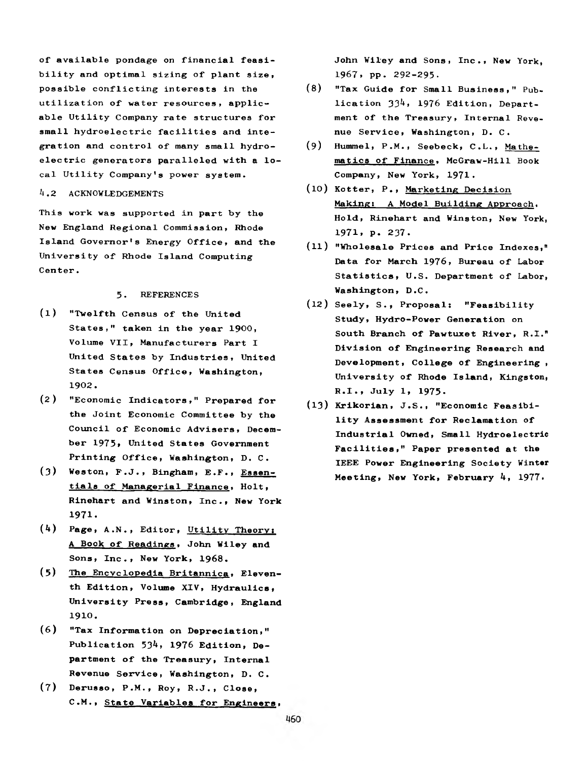of available pondage on financial feasibility and optimal sizing of plant size, possible conflicting interests in the utilization of water resources, applicable Utility Company rate structures for small hydroelectric facilities and integration and control of many small hydroelectric generators paralleled with a local Utility Company's power system.

### 4.2 ACKNOWLEDGEMENTS

This work was supported in part by the New England Regional Commission, Rhode Island Governor's Energy Office, and the University of Rhode Island Computing Center.

## 5. REFERENCES

(1) "Twelfth Census of the United States," taken in the year 1900, Volume VII, Manufacturers Part I United States by Industries, United States Census Office, Washington, 1902.

(2) "Economic Indicators," Prepared for the Joint Economic Committee by the Council of Economic Advisers, December 1975, United States Government Printing Office, Washington, D. C.

(3) Weston, F.J., Bingham, E.F., Essentials of Managerial Finance, Holt, Rinehart and Winston, Inc., New York 1971.

(4) Page, A.N., Editor, Utility Theory: A Book of Readings, John Wiley and Sons, Inc., New York, 1968.

(5) The Encyclopedia Britannica, Eleventh Edition, Volume XIV, Hydraulics, University Press, Cambridge, England 1910.

(6) "Tax Information on Depreciation," Publication 534, 1976 Edition, Department of the Treasury, Internal Revenue Service, Washington, D. C.

(7) Derusso, P.M., Roy, R.J., Close, C.M., State Variables for Engineers, John Wiley and Sons, Inc., New York, 1967, pp. 292-295.

(8) "Tax Guide for Small Business," Publication 334, 1976 Edition, Department of the Treasury, Internal Revenue Service, Washington, D. C.

(9) Hummel, P.M., Seebeck, C.L., Mathematics of Finance, McGraw-Hill Book Company, New York, 1971.

(10) Kotter, P., Marketing Decision Making: A Model Building Approach, Hold, Rinehart and Winston, New York, 1971, p. 237.

(11) "Wholesale Prices and Price Indexes," Data for March 1976, Bureau of Labor Statistics, U.S. Department of Labor, Washington, D.C.

(12) Seely, S., Proposal: "Feasibility Study, Hydro-Power Generation on South Branch of Pawtuxet River, R.I." Division of Engineering Research and Development, College of Engineering, University of Rhode Island, Kingston, R.I., July 1, 1975.

(13) Krikorian, J.S., "Economic Feasibility Assessment for Reclamation of Industrial Owned, Small Hydroelectric Facilities," Paper presented at the IEEE Power Engineering Society Winter Meeting, New York, February 4, 1977.